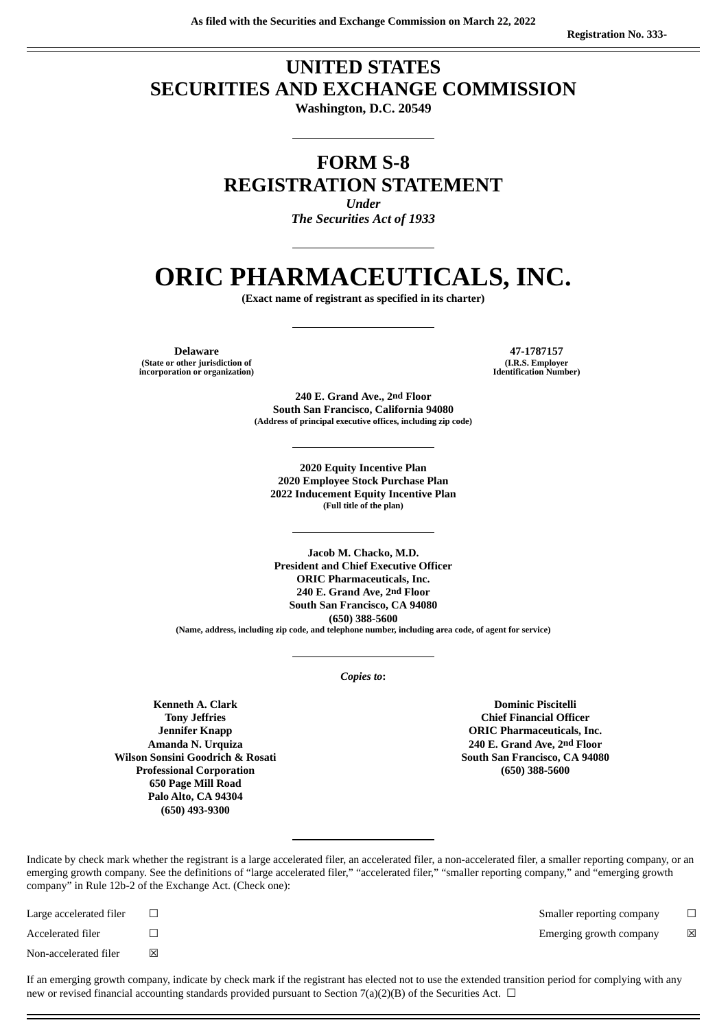As filed with the Securities and Exchange Commission on March 22, 2022

Registration No. 333-

# UNITED STATES
# SECURITIES AND EXCHANGE COMMISSION

**Washington, D.C. 20549**

## FORM S-8
## REGISTRATION STATEMENT

***Under***
***The Securities Act of 1933***

# ORIC PHARMACEUTICALS, INC.

**(Exact name of registrant as specified in its charter)**

| | |
|---|---|
| **Delaware** | **47-1787157** |
| **(State or other jurisdiction of incorporation or organization)** | **(I.R.S. Employer Identification Number)** |

**240 E. Grand Ave., 2nd Floor**
**South San Francisco, California 94080**
**(Address of principal executive offices, including zip code)**

**2020 Equity Incentive Plan**
**2020 Employee Stock Purchase Plan**
**2022 Inducement Equity Incentive Plan**
**(Full title of the plan)**

**Jacob M. Chacko, M.D.**
**President and Chief Executive Officer**
**ORIC Pharmaceuticals, Inc.**
**240 E. Grand Ave, 2nd Floor**
**South San Francisco, CA 94080**
**(650) 388-5600**
**(Name, address, including zip code, and telephone number, including area code, of agent for service)**

***Copies to*:**

| | |
|---|---|
| **Kenneth A. Clark**<br>**Tony Jeffries**<br>**Jennifer Knapp**<br>**Amanda N. Urquiza**<br>**Wilson Sonsini Goodrich & Rosati Professional Corporation**<br>**650 Page Mill Road**<br>**Palo Alto, CA 94304**<br>**(650) 493-9300** | **Dominic Piscitelli**<br>**Chief Financial Officer**<br>**ORIC Pharmaceuticals, Inc.**<br>**240 E. Grand Ave, 2nd Floor**<br>**South San Francisco, CA 94080**<br>**(650) 388-5600** |

Indicate by check mark whether the registrant is a large accelerated filer, an accelerated filer, a non-accelerated filer, a smaller reporting company, or an emerging growth company. See the definitions of "large accelerated filer," "accelerated filer," "smaller reporting company," and "emerging growth company" in Rule 12b-2 of the Exchange Act. (Check one):

| | | | |
|---|---|---|---|
| Large accelerated filer | ☐ | Smaller reporting company | ☐ |
| Accelerated filer | ☐ | Emerging growth company | ☒ |
| Non-accelerated filer | ☒ | | |

If an emerging growth company, indicate by check mark if the registrant has elected not to use the extended transition period for complying with any new or revised financial accounting standards provided pursuant to Section 7(a)(2)(B) of the Securities Act. ☐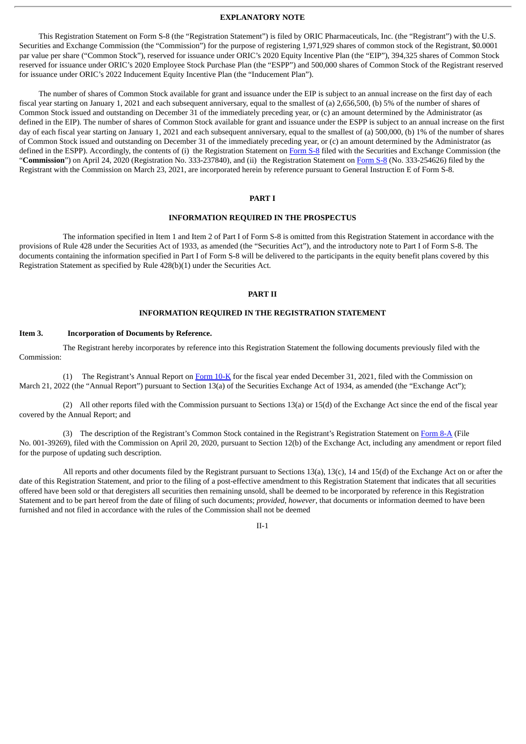## EXPLANATORY NOTE

This Registration Statement on Form S-8 (the "Registration Statement") is filed by ORIC Pharmaceuticals, Inc. (the "Registrant") with the U.S. Securities and Exchange Commission (the "Commission") for the purpose of registering 1,971,929 shares of common stock of the Registrant, $0.0001 par value per share ("Common Stock"), reserved for issuance under ORIC's 2020 Equity Incentive Plan (the "EIP"), 394,325 shares of Common Stock reserved for issuance under ORIC's 2020 Employee Stock Purchase Plan (the "ESPP") and 500,000 shares of Common Stock of the Registrant reserved for issuance under ORIC's 2022 Inducement Equity Incentive Plan (the "Inducement Plan").

The number of shares of Common Stock available for grant and issuance under the EIP is subject to an annual increase on the first day of each fiscal year starting on January 1, 2021 and each subsequent anniversary, equal to the smallest of (a) 2,656,500, (b) 5% of the number of shares of Common Stock issued and outstanding on December 31 of the immediately preceding year, or (c) an amount determined by the Administrator (as defined in the EIP). The number of shares of Common Stock available for grant and issuance under the ESPP is subject to an annual increase on the first day of each fiscal year starting on January 1, 2021 and each subsequent anniversary, equal to the smallest of (a) 500,000, (b) 1% of the number of shares of Common Stock issued and outstanding on December 31 of the immediately preceding year, or (c) an amount determined by the Administrator (as defined in the ESPP). Accordingly, the contents of (i) the Registration Statement on Form S-8 filed with the Securities and Exchange Commission (the "**Commission**") on April 24, 2020 (Registration No. 333-237840), and (ii) the Registration Statement on Form S-8 (No. 333-254626) filed by the Registrant with the Commission on March 23, 2021, are incorporated herein by reference pursuant to General Instruction E of Form S-8.

## PART I

### INFORMATION REQUIRED IN THE PROSPECTUS

The information specified in Item 1 and Item 2 of Part I of Form S-8 is omitted from this Registration Statement in accordance with the provisions of Rule 428 under the Securities Act of 1933, as amended (the "Securities Act"), and the introductory note to Part I of Form S-8. The documents containing the information specified in Part I of Form S-8 will be delivered to the participants in the equity benefit plans covered by this Registration Statement as specified by Rule 428(b)(1) under the Securities Act.

## PART II

### INFORMATION REQUIRED IN THE REGISTRATION STATEMENT

**Item 3. Incorporation of Documents by Reference.**

The Registrant hereby incorporates by reference into this Registration Statement the following documents previously filed with the Commission:

(1) The Registrant's Annual Report on Form 10-K for the fiscal year ended December 31, 2021, filed with the Commission on March 21, 2022 (the "Annual Report") pursuant to Section 13(a) of the Securities Exchange Act of 1934, as amended (the "Exchange Act");

(2) All other reports filed with the Commission pursuant to Sections 13(a) or 15(d) of the Exchange Act since the end of the fiscal year covered by the Annual Report; and

(3) The description of the Registrant's Common Stock contained in the Registrant's Registration Statement on Form 8-A (File No. 001-39269), filed with the Commission on April 20, 2020, pursuant to Section 12(b) of the Exchange Act, including any amendment or report filed for the purpose of updating such description.

All reports and other documents filed by the Registrant pursuant to Sections 13(a), 13(c), 14 and 15(d) of the Exchange Act on or after the date of this Registration Statement, and prior to the filing of a post-effective amendment to this Registration Statement that indicates that all securities offered have been sold or that deregisters all securities then remaining unsold, shall be deemed to be incorporated by reference in this Registration Statement and to be part hereof from the date of filing of such documents; *provided*, *however*, that documents or information deemed to have been furnished and not filed in accordance with the rules of the Commission shall not be deemed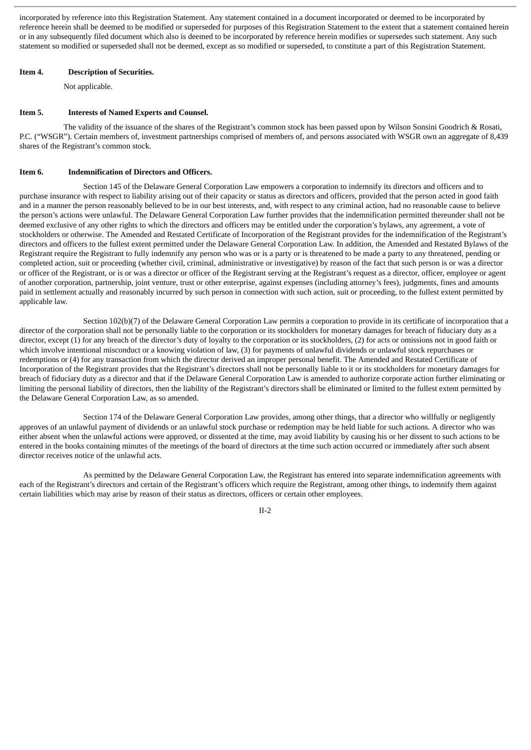incorporated by reference into this Registration Statement. Any statement contained in a document incorporated or deemed to be incorporated by reference herein shall be deemed to be modified or superseded for purposes of this Registration Statement to the extent that a statement contained herein or in any subsequently filed document which also is deemed to be incorporated by reference herein modifies or supersedes such statement. Any such statement so modified or superseded shall not be deemed, except as so modified or superseded, to constitute a part of this Registration Statement.

**Item 4. Description of Securities.**

Not applicable.

**Item 5. Interests of Named Experts and Counsel.**

The validity of the issuance of the shares of the Registrant's common stock has been passed upon by Wilson Sonsini Goodrich & Rosati, P.C. ("WSGR"). Certain members of, investment partnerships comprised of members of, and persons associated with WSGR own an aggregate of 8,439 shares of the Registrant's common stock.

**Item 6. Indemnification of Directors and Officers.**

Section 145 of the Delaware General Corporation Law empowers a corporation to indemnify its directors and officers and to purchase insurance with respect to liability arising out of their capacity or status as directors and officers, provided that the person acted in good faith and in a manner the person reasonably believed to be in our best interests, and, with respect to any criminal action, had no reasonable cause to believe the person's actions were unlawful. The Delaware General Corporation Law further provides that the indemnification permitted thereunder shall not be deemed exclusive of any other rights to which the directors and officers may be entitled under the corporation's bylaws, any agreement, a vote of stockholders or otherwise. The Amended and Restated Certificate of Incorporation of the Registrant provides for the indemnification of the Registrant's directors and officers to the fullest extent permitted under the Delaware General Corporation Law. In addition, the Amended and Restated Bylaws of the Registrant require the Registrant to fully indemnify any person who was or is a party or is threatened to be made a party to any threatened, pending or completed action, suit or proceeding (whether civil, criminal, administrative or investigative) by reason of the fact that such person is or was a director or officer of the Registrant, or is or was a director or officer of the Registrant serving at the Registrant's request as a director, officer, employee or agent of another corporation, partnership, joint venture, trust or other enterprise, against expenses (including attorney's fees), judgments, fines and amounts paid in settlement actually and reasonably incurred by such person in connection with such action, suit or proceeding, to the fullest extent permitted by applicable law.

Section 102(b)(7) of the Delaware General Corporation Law permits a corporation to provide in its certificate of incorporation that a director of the corporation shall not be personally liable to the corporation or its stockholders for monetary damages for breach of fiduciary duty as a director, except (1) for any breach of the director's duty of loyalty to the corporation or its stockholders, (2) for acts or omissions not in good faith or which involve intentional misconduct or a knowing violation of law, (3) for payments of unlawful dividends or unlawful stock repurchases or redemptions or (4) for any transaction from which the director derived an improper personal benefit. The Amended and Restated Certificate of Incorporation of the Registrant provides that the Registrant's directors shall not be personally liable to it or its stockholders for monetary damages for breach of fiduciary duty as a director and that if the Delaware General Corporation Law is amended to authorize corporate action further eliminating or limiting the personal liability of directors, then the liability of the Registrant's directors shall be eliminated or limited to the fullest extent permitted by the Delaware General Corporation Law, as so amended.

Section 174 of the Delaware General Corporation Law provides, among other things, that a director who willfully or negligently approves of an unlawful payment of dividends or an unlawful stock purchase or redemption may be held liable for such actions. A director who was either absent when the unlawful actions were approved, or dissented at the time, may avoid liability by causing his or her dissent to such actions to be entered in the books containing minutes of the meetings of the board of directors at the time such action occurred or immediately after such absent director receives notice of the unlawful acts.

As permitted by the Delaware General Corporation Law, the Registrant has entered into separate indemnification agreements with each of the Registrant's directors and certain of the Registrant's officers which require the Registrant, among other things, to indemnify them against certain liabilities which may arise by reason of their status as directors, officers or certain other employees.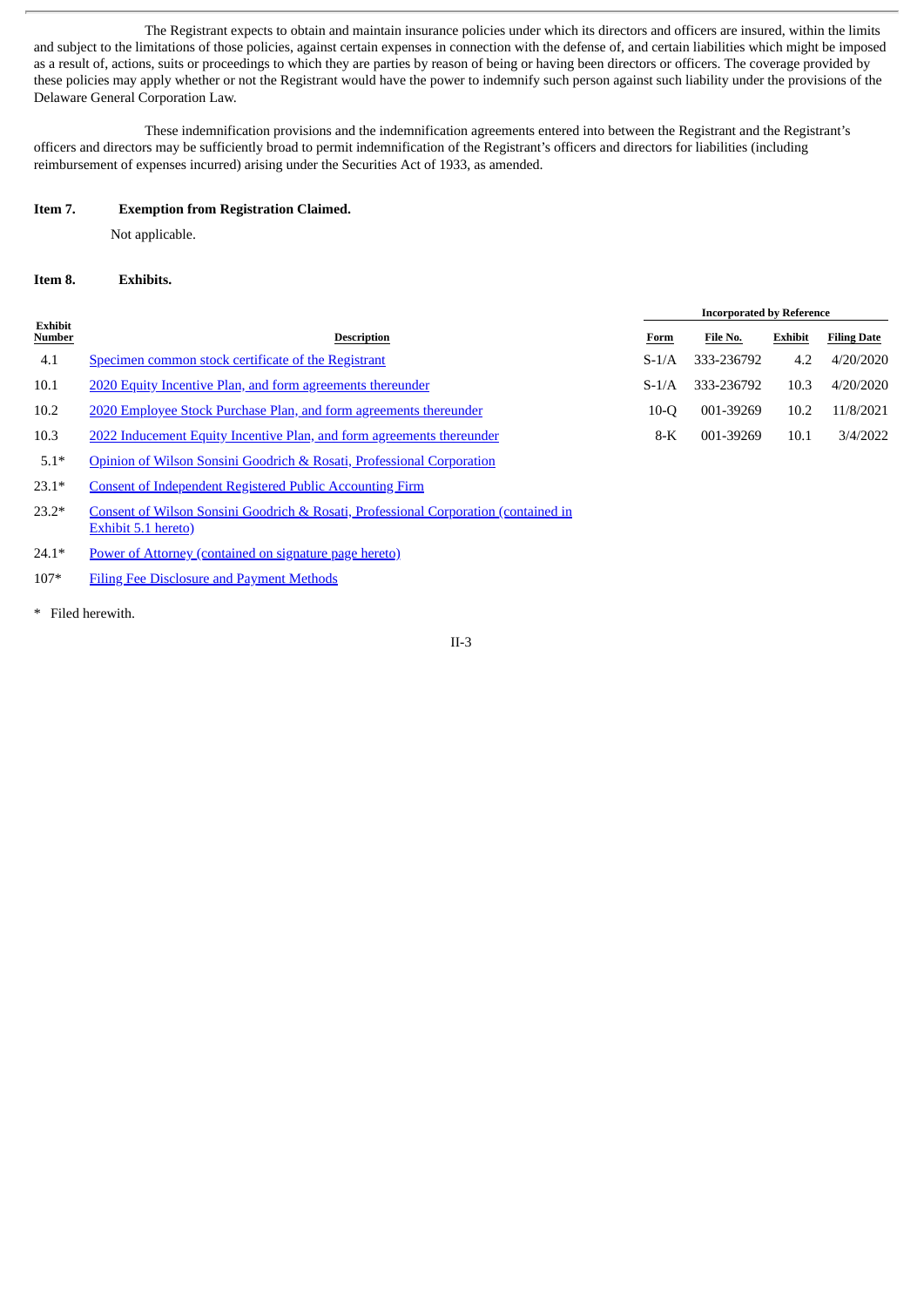The Registrant expects to obtain and maintain insurance policies under which its directors and officers are insured, within the limits and subject to the limitations of those policies, against certain expenses in connection with the defense of, and certain liabilities which might be imposed as a result of, actions, suits or proceedings to which they are parties by reason of being or having been directors or officers. The coverage provided by these policies may apply whether or not the Registrant would have the power to indemnify such person against such liability under the provisions of the Delaware General Corporation Law.

These indemnification provisions and the indemnification agreements entered into between the Registrant and the Registrant's officers and directors may be sufficiently broad to permit indemnification of the Registrant's officers and directors for liabilities (including reimbursement of expenses incurred) arising under the Securities Act of 1933, as amended.

**Item 7. Exemption from Registration Claimed.**

Not applicable.

**Item 8. Exhibits.**

| | | Incorporated by Reference | | | |
|---|---|---|---|---|---|
| **Exhibit Number** | **Description** | **Form** | **File No.** | **Exhibit** | **Filing Date** |
| 4.1 | Specimen common stock certificate of the Registrant | S-1/A | 333-236792 | 4.2 | 4/20/2020 |
| 10.1 | 2020 Equity Incentive Plan, and form agreements thereunder | S-1/A | 333-236792 | 10.3 | 4/20/2020 |
| 10.2 | 2020 Employee Stock Purchase Plan, and form agreements thereunder | 10-Q | 001-39269 | 10.2 | 11/8/2021 |
| 10.3 | 2022 Inducement Equity Incentive Plan, and form agreements thereunder | 8-K | 001-39269 | 10.1 | 3/4/2022 |
| 5.1* | Opinion of Wilson Sonsini Goodrich & Rosati, Professional Corporation | | | | |
| 23.1* | Consent of Independent Registered Public Accounting Firm | | | | |
| 23.2* | Consent of Wilson Sonsini Goodrich & Rosati, Professional Corporation (contained in Exhibit 5.1 hereto) | | | | |
| 24.1* | Power of Attorney (contained on signature page hereto) | | | | |
| 107* | Filing Fee Disclosure and Payment Methods | | | | |

\* Filed herewith.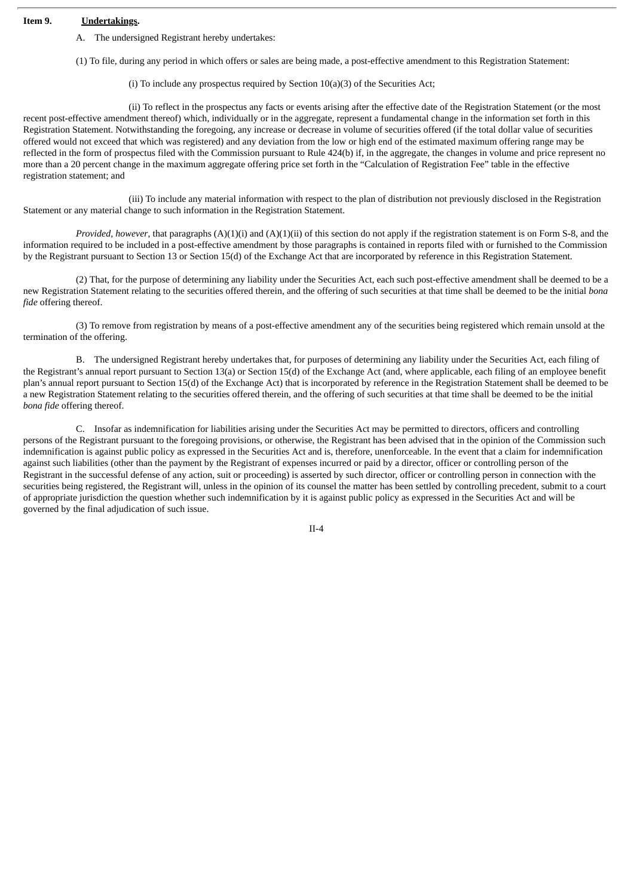**Item 9. Undertakings.**

A. The undersigned Registrant hereby undertakes:

(1) To file, during any period in which offers or sales are being made, a post-effective amendment to this Registration Statement:

(i) To include any prospectus required by Section 10(a)(3) of the Securities Act;

(ii) To reflect in the prospectus any facts or events arising after the effective date of the Registration Statement (or the most recent post-effective amendment thereof) which, individually or in the aggregate, represent a fundamental change in the information set forth in this Registration Statement. Notwithstanding the foregoing, any increase or decrease in volume of securities offered (if the total dollar value of securities offered would not exceed that which was registered) and any deviation from the low or high end of the estimated maximum offering range may be reflected in the form of prospectus filed with the Commission pursuant to Rule 424(b) if, in the aggregate, the changes in volume and price represent no more than a 20 percent change in the maximum aggregate offering price set forth in the "Calculation of Registration Fee" table in the effective registration statement; and

(iii) To include any material information with respect to the plan of distribution not previously disclosed in the Registration Statement or any material change to such information in the Registration Statement.

*Provided, however*, that paragraphs (A)(1)(i) and (A)(1)(ii) of this section do not apply if the registration statement is on Form S-8, and the information required to be included in a post-effective amendment by those paragraphs is contained in reports filed with or furnished to the Commission by the Registrant pursuant to Section 13 or Section 15(d) of the Exchange Act that are incorporated by reference in this Registration Statement.

(2) That, for the purpose of determining any liability under the Securities Act, each such post-effective amendment shall be deemed to be a new Registration Statement relating to the securities offered therein, and the offering of such securities at that time shall be deemed to be the initial *bona fide* offering thereof.

(3) To remove from registration by means of a post-effective amendment any of the securities being registered which remain unsold at the termination of the offering.

B. The undersigned Registrant hereby undertakes that, for purposes of determining any liability under the Securities Act, each filing of the Registrant's annual report pursuant to Section 13(a) or Section 15(d) of the Exchange Act (and, where applicable, each filing of an employee benefit plan's annual report pursuant to Section 15(d) of the Exchange Act) that is incorporated by reference in the Registration Statement shall be deemed to be a new Registration Statement relating to the securities offered therein, and the offering of such securities at that time shall be deemed to be the initial *bona fide* offering thereof.

C. Insofar as indemnification for liabilities arising under the Securities Act may be permitted to directors, officers and controlling persons of the Registrant pursuant to the foregoing provisions, or otherwise, the Registrant has been advised that in the opinion of the Commission such indemnification is against public policy as expressed in the Securities Act and is, therefore, unenforceable. In the event that a claim for indemnification against such liabilities (other than the payment by the Registrant of expenses incurred or paid by a director, officer or controlling person of the Registrant in the successful defense of any action, suit or proceeding) is asserted by such director, officer or controlling person in connection with the securities being registered, the Registrant will, unless in the opinion of its counsel the matter has been settled by controlling precedent, submit to a court of appropriate jurisdiction the question whether such indemnification by it is against public policy as expressed in the Securities Act and will be governed by the final adjudication of such issue.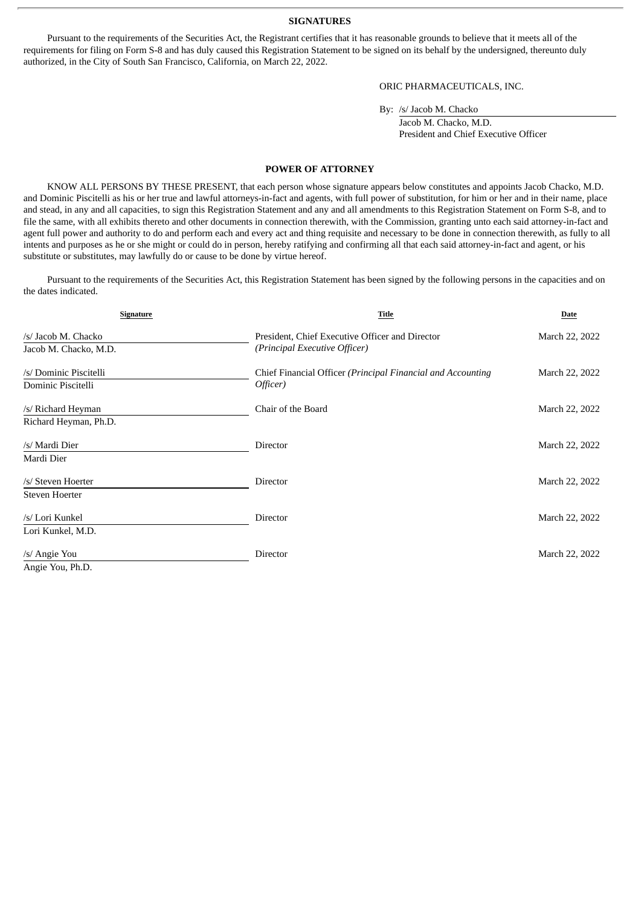## SIGNATURES

Pursuant to the requirements of the Securities Act, the Registrant certifies that it has reasonable grounds to believe that it meets all of the requirements for filing on Form S-8 and has duly caused this Registration Statement to be signed on its behalf by the undersigned, thereunto duly authorized, in the City of South San Francisco, California, on March 22, 2022.

ORIC PHARMACEUTICALS, INC.

By: /s/ Jacob M. Chacko
Jacob M. Chacko, M.D.
President and Chief Executive Officer

## POWER OF ATTORNEY

KNOW ALL PERSONS BY THESE PRESENT, that each person whose signature appears below constitutes and appoints Jacob Chacko, M.D. and Dominic Piscitelli as his or her true and lawful attorneys-in-fact and agents, with full power of substitution, for him or her and in their name, place and stead, in any and all capacities, to sign this Registration Statement and any and all amendments to this Registration Statement on Form S-8, and to file the same, with all exhibits thereto and other documents in connection therewith, with the Commission, granting unto each said attorney-in-fact and agent full power and authority to do and perform each and every act and thing requisite and necessary to be done in connection therewith, as fully to all intents and purposes as he or she might or could do in person, hereby ratifying and confirming all that each said attorney-in-fact and agent, or his substitute or substitutes, may lawfully do or cause to be done by virtue hereof.

Pursuant to the requirements of the Securities Act, this Registration Statement has been signed by the following persons in the capacities and on the dates indicated.

| Signature | Title | Date |
|---|---|---|
| /s/ Jacob M. Chacko<br>Jacob M. Chacko, M.D. | President, Chief Executive Officer and Director<br>*(Principal Executive Officer)* | March 22, 2022 |
| /s/ Dominic Piscitelli<br>Dominic Piscitelli | Chief Financial Officer *(Principal Financial and Accounting Officer)* | March 22, 2022 |
| /s/ Richard Heyman<br>Richard Heyman, Ph.D. | Chair of the Board | March 22, 2022 |
| /s/ Mardi Dier<br>Mardi Dier | Director | March 22, 2022 |
| /s/ Steven Hoerter<br>Steven Hoerter | Director | March 22, 2022 |
| /s/ Lori Kunkel<br>Lori Kunkel, M.D. | Director | March 22, 2022 |
| /s/ Angie You<br>Angie You, Ph.D. | Director | March 22, 2022 |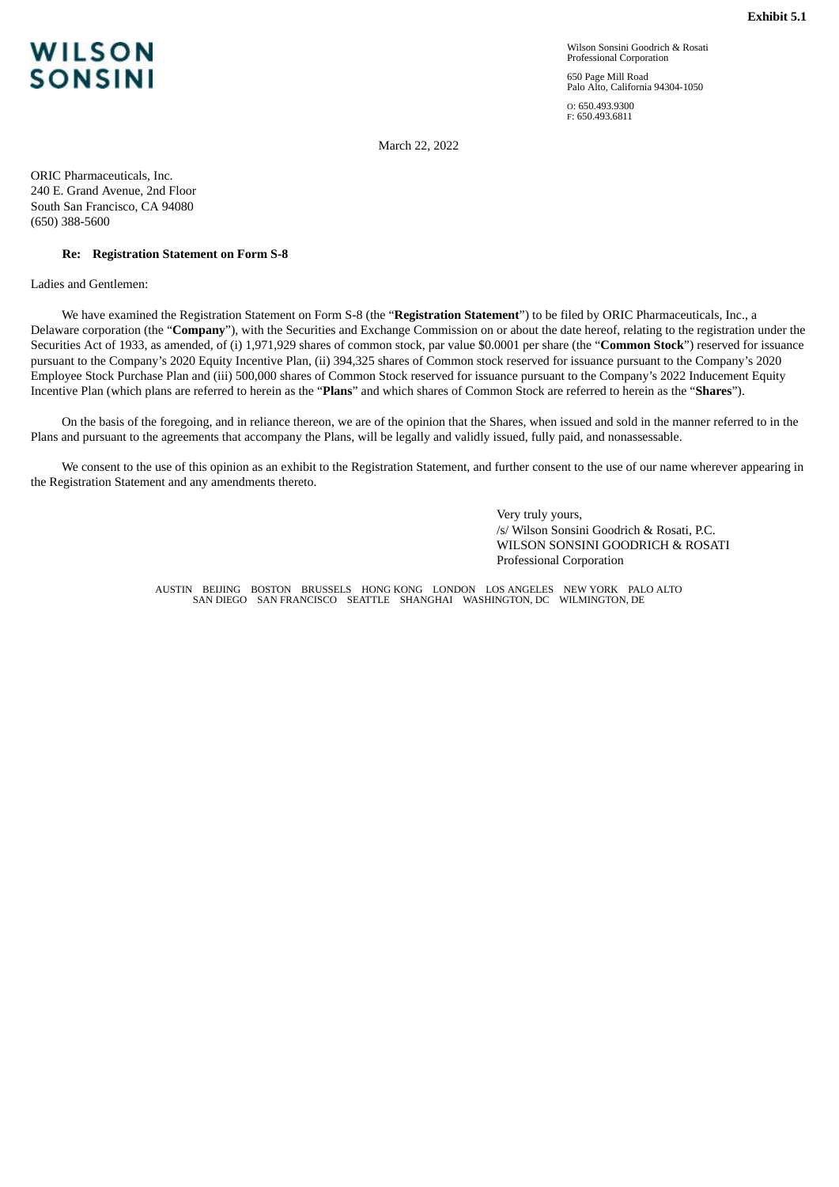**Exhibit 5.1**

**WILSON SONSINI**

Wilson Sonsini Goodrich & Rosati
Professional Corporation

650 Page Mill Road
Palo Alto, California 94304-1050

O: 650.493.9300
F: 650.493.6811

March 22, 2022

ORIC Pharmaceuticals, Inc.
240 E. Grand Avenue, 2nd Floor
South San Francisco, CA 94080
(650) 388-5600

**Re: Registration Statement on Form S-8**

Ladies and Gentlemen:

We have examined the Registration Statement on Form S-8 (the "**Registration Statement**") to be filed by ORIC Pharmaceuticals, Inc., a Delaware corporation (the "**Company**"), with the Securities and Exchange Commission on or about the date hereof, relating to the registration under the Securities Act of 1933, as amended, of (i) 1,971,929 shares of common stock, par value $0.0001 per share (the "**Common Stock**") reserved for issuance pursuant to the Company's 2020 Equity Incentive Plan, (ii) 394,325 shares of Common stock reserved for issuance pursuant to the Company's 2020 Employee Stock Purchase Plan and (iii) 500,000 shares of Common Stock reserved for issuance pursuant to the Company's 2022 Inducement Equity Incentive Plan (which plans are referred to herein as the "**Plans**" and which shares of Common Stock are referred to herein as the "**Shares**").

On the basis of the foregoing, and in reliance thereon, we are of the opinion that the Shares, when issued and sold in the manner referred to in the Plans and pursuant to the agreements that accompany the Plans, will be legally and validly issued, fully paid, and nonassessable.

We consent to the use of this opinion as an exhibit to the Registration Statement, and further consent to the use of our name wherever appearing in the Registration Statement and any amendments thereto.

Very truly yours,
/s/ Wilson Sonsini Goodrich & Rosati, P.C.
WILSON SONSINI GOODRICH & ROSATI
Professional Corporation

AUSTIN BEIJING BOSTON BRUSSELS HONG KONG LONDON LOS ANGELES NEW YORK PALO ALTO
SAN DIEGO SAN FRANCISCO SEATTLE SHANGHAI WASHINGTON, DC WILMINGTON, DE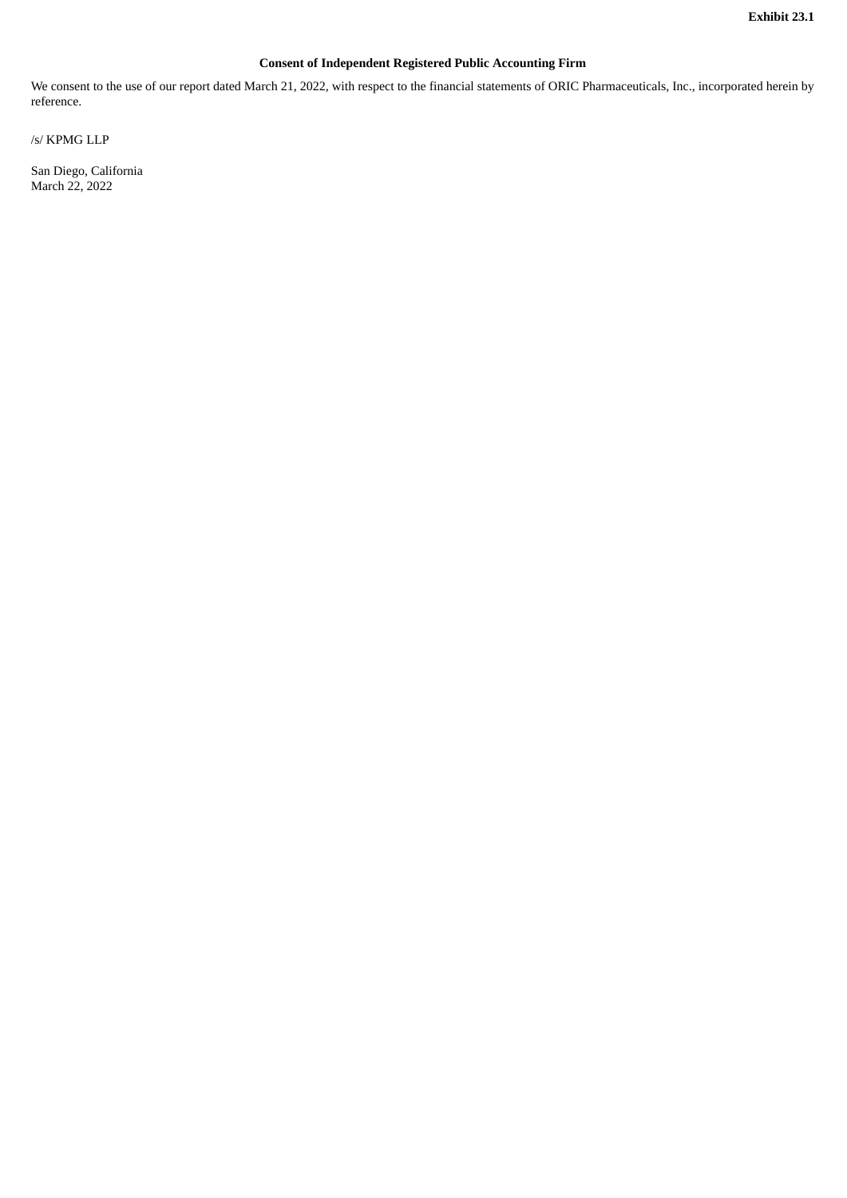**Exhibit 23.1**

# Consent of Independent Registered Public Accounting Firm

We consent to the use of our report dated March 21, 2022, with respect to the financial statements of ORIC Pharmaceuticals, Inc., incorporated herein by reference.

/s/ KPMG LLP

San Diego, California
March 22, 2022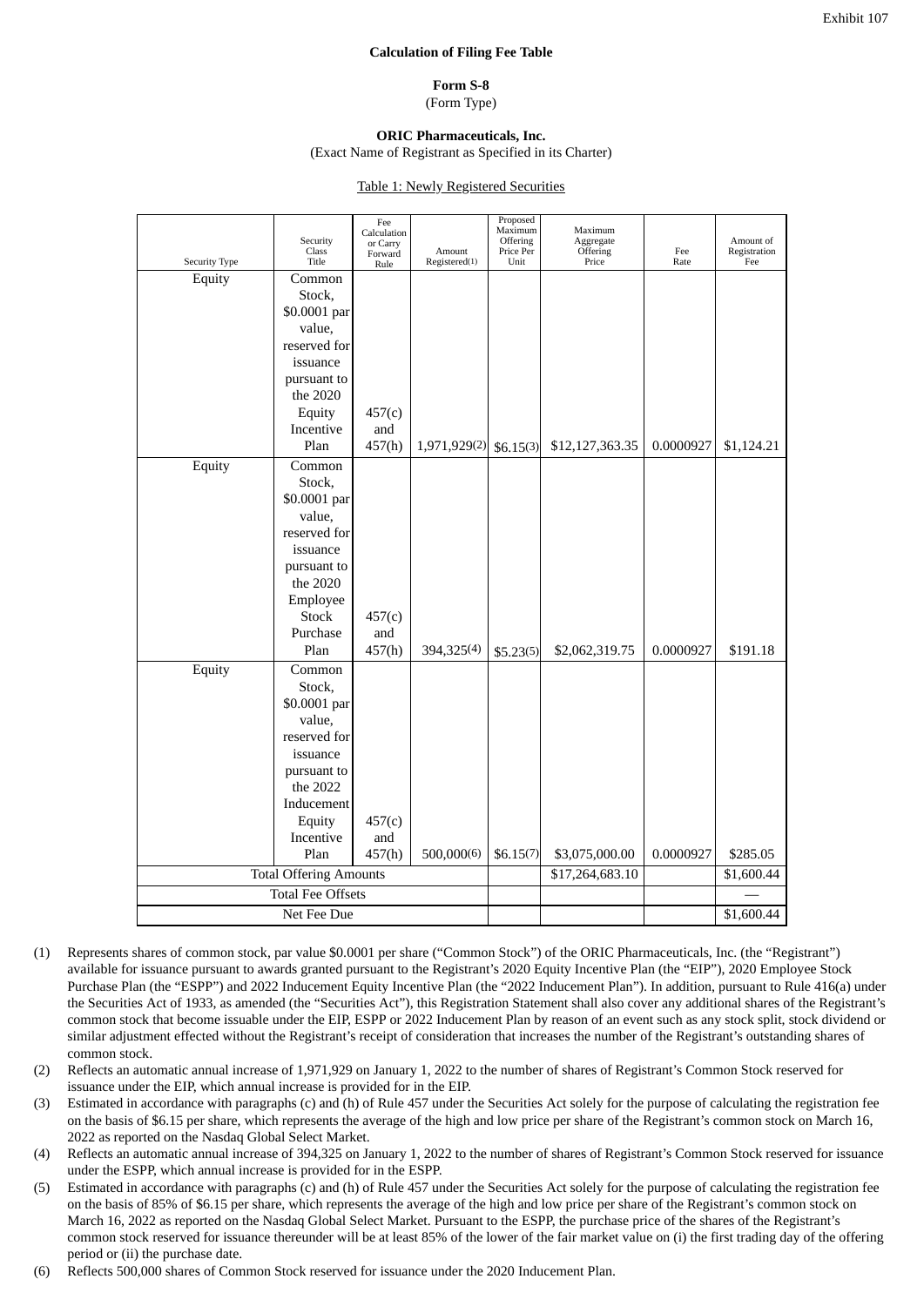Exhibit 107

**Calculation of Filing Fee Table**

**Form S-8**
(Form Type)

**ORIC Pharmaceuticals, Inc.**
(Exact Name of Registrant as Specified in its Charter)

Table 1: Newly Registered Securities

| Security Type | Security Class Title | Fee Calculation or Carry Forward Rule | Amount Registered(1) | Proposed Maximum Offering Price Per Unit | Maximum Aggregate Offering Price | Fee Rate | Amount of Registration Fee |
|---|---|---|---|---|---|---|---|
| Equity | Common Stock, $0.0001 par value, reserved for issuance pursuant to the 2020 Equity Incentive Plan | 457(c) and 457(h) | 1,971,929(2) | $6.15(3) | $12,127,363.35 | 0.0000927 | $1,124.21 |
| Equity | Common Stock, $0.0001 par value, reserved for issuance pursuant to the 2020 Employee Stock Purchase Plan | 457(c) and 457(h) | 394,325(4) | $5.23(5) | $2,062,319.75 | 0.0000927 | $191.18 |
| Equity | Common Stock, $0.0001 par value, reserved for issuance pursuant to the 2022 Inducement Equity Incentive Plan | 457(c) and 457(h) | 500,000(6) | $6.15(7) | $3,075,000.00 | 0.0000927 | $285.05 |
| Total Offering Amounts | | | | | $17,264,683.10 | | $1,600.44 |
| Total Fee Offsets | | | | | | | — |
| Net Fee Due | | | | | | | $1,600.44 |

(1) Represents shares of common stock, par value $0.0001 per share ("Common Stock") of the ORIC Pharmaceuticals, Inc. (the "Registrant") available for issuance pursuant to awards granted pursuant to the Registrant's 2020 Equity Incentive Plan (the "EIP"), 2020 Employee Stock Purchase Plan (the "ESPP") and 2022 Inducement Equity Incentive Plan (the "2022 Inducement Plan"). In addition, pursuant to Rule 416(a) under the Securities Act of 1933, as amended (the "Securities Act"), this Registration Statement shall also cover any additional shares of the Registrant's common stock that become issuable under the EIP, ESPP or 2022 Inducement Plan by reason of an event such as any stock split, stock dividend or similar adjustment effected without the Registrant's receipt of consideration that increases the number of the Registrant's outstanding shares of common stock.

(2) Reflects an automatic annual increase of 1,971,929 on January 1, 2022 to the number of shares of Registrant's Common Stock reserved for issuance under the EIP, which annual increase is provided for in the EIP.

(3) Estimated in accordance with paragraphs (c) and (h) of Rule 457 under the Securities Act solely for the purpose of calculating the registration fee on the basis of $6.15 per share, which represents the average of the high and low price per share of the Registrant's common stock on March 16, 2022 as reported on the Nasdaq Global Select Market.

(4) Reflects an automatic annual increase of 394,325 on January 1, 2022 to the number of shares of Registrant's Common Stock reserved for issuance under the ESPP, which annual increase is provided for in the ESPP.

(5) Estimated in accordance with paragraphs (c) and (h) of Rule 457 under the Securities Act solely for the purpose of calculating the registration fee on the basis of 85% of $6.15 per share, which represents the average of the high and low price per share of the Registrant's common stock on March 16, 2022 as reported on the Nasdaq Global Select Market. Pursuant to the ESPP, the purchase price of the shares of the Registrant's common stock reserved for issuance thereunder will be at least 85% of the lower of the fair market value on (i) the first trading day of the offering period or (ii) the purchase date.

(6) Reflects 500,000 shares of Common Stock reserved for issuance under the 2020 Inducement Plan.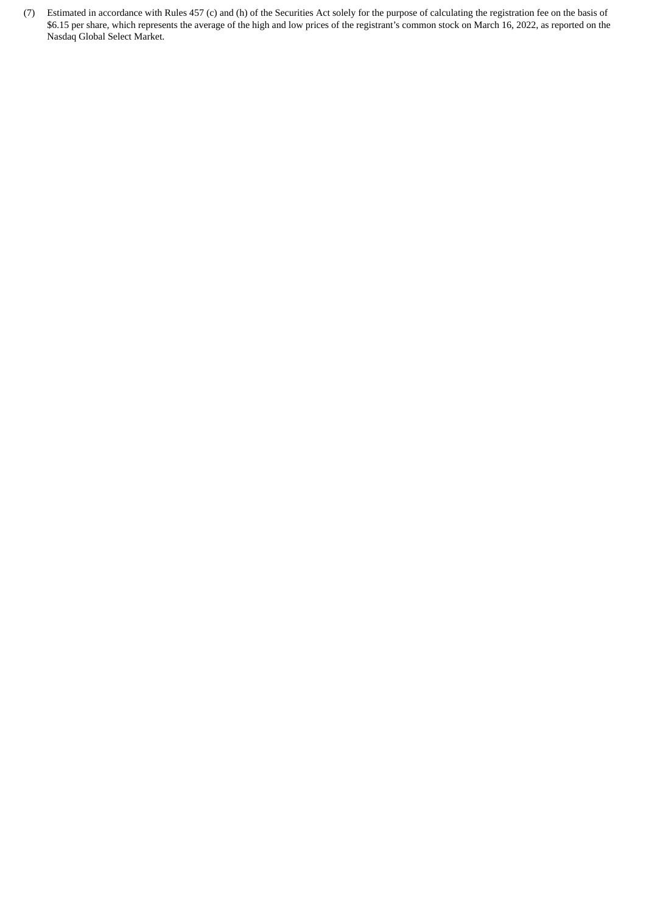(7) Estimated in accordance with Rules 457 (c) and (h) of the Securities Act solely for the purpose of calculating the registration fee on the basis of $6.15 per share, which represents the average of the high and low prices of the registrant's common stock on March 16, 2022, as reported on the Nasdaq Global Select Market.